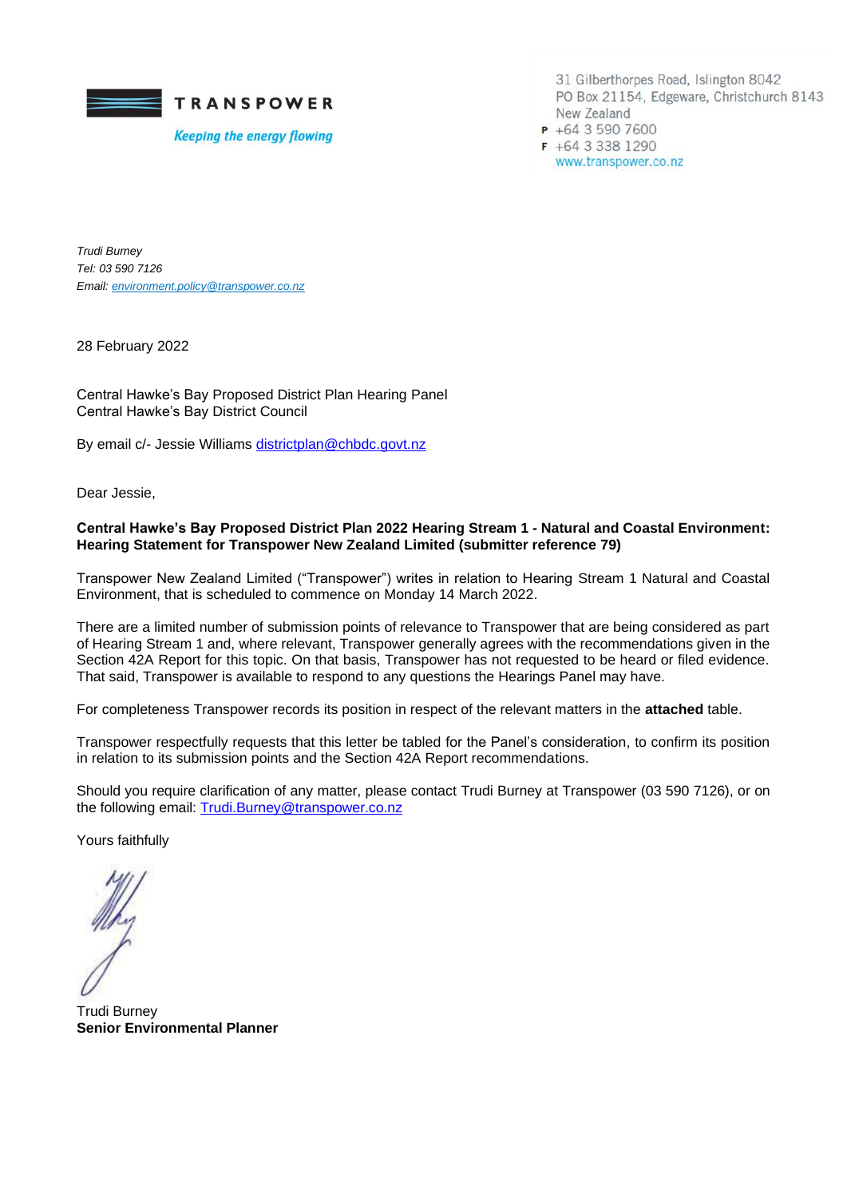**TRANSPOWER**

*Keeping the energy flowing*

31 Gilberthorpes Road, Islington 8042
PO Box 21154, Edgeware, Christchurch 8143
New Zealand
P +64 3 590 7600
F +64 3 338 1290
www.transpower.co.nz

*Trudi Burney*
*Tel: 03 590 7126*
*Email: environment.policy@transpower.co.nz*

28 February 2022

Central Hawke's Bay Proposed District Plan Hearing Panel
Central Hawke's Bay District Council

By email c/- Jessie Williams districtplan@chbdc.govt.nz

Dear Jessie,

**Central Hawke's Bay Proposed District Plan 2022 Hearing Stream 1 - Natural and Coastal Environment: Hearing Statement for Transpower New Zealand Limited (submitter reference 79)**

Transpower New Zealand Limited ("Transpower") writes in relation to Hearing Stream 1 Natural and Coastal Environment, that is scheduled to commence on Monday 14 March 2022.

There are a limited number of submission points of relevance to Transpower that are being considered as part of Hearing Stream 1 and, where relevant, Transpower generally agrees with the recommendations given in the Section 42A Report for this topic. On that basis, Transpower has not requested to be heard or filed evidence. That said, Transpower is available to respond to any questions the Hearings Panel may have.

For completeness Transpower records its position in respect of the relevant matters in the **attached** table.

Transpower respectfully requests that this letter be tabled for the Panel's consideration, to confirm its position in relation to its submission points and the Section 42A Report recommendations.

Should you require clarification of any matter, please contact Trudi Burney at Transpower (03 590 7126), or on the following email: Trudi.Burney@transpower.co.nz

Yours faithfully

Trudi Burney
**Senior Environmental Planner**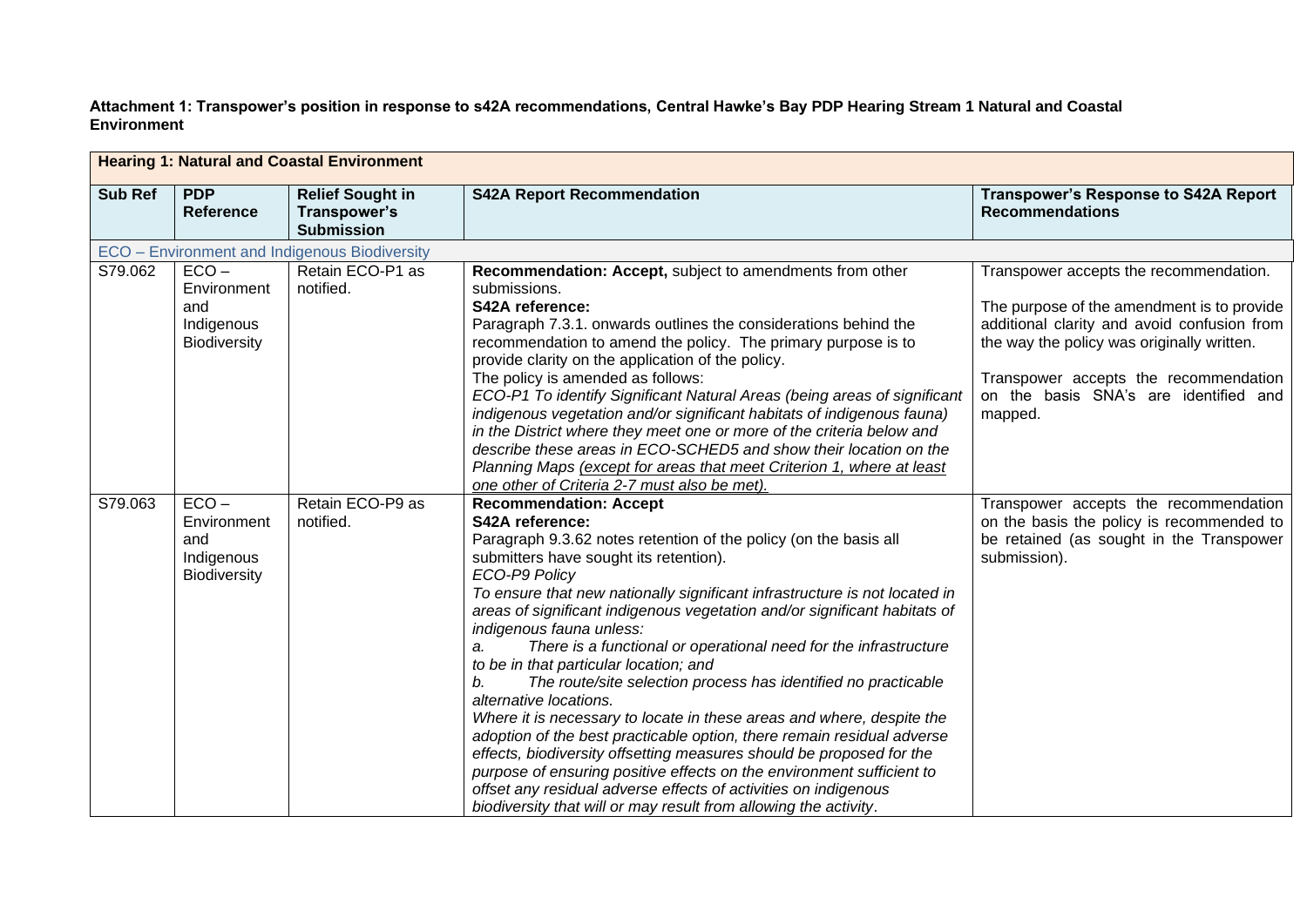**Attachment 1: Transpower's position in response to s42A recommendations, Central Hawke's Bay PDP Hearing Stream 1 Natural and Coastal Environment**

| **Hearing 1: Natural and Coastal Environment** | | | | |
|---|---|---|---|---|
| **Sub Ref** | **PDP Reference** | **Relief Sought in Transpower's Submission** | **S42A Report Recommendation** | **Transpower's Response to S42A Report Recommendations** |
| ECO – Environment and Indigenous Biodiversity | | | | |
| S79.062 | ECO – Environment and Indigenous Biodiversity | Retain ECO-P1 as notified. | **Recommendation: Accept,** subject to amendments from other submissions.<br>**S42A reference:**<br>Paragraph 7.3.1. onwards outlines the considerations behind the recommendation to amend the policy. The primary purpose is to provide clarity on the application of the policy.<br>The policy is amended as follows:<br>*ECO-P1 To identify Significant Natural Areas (being areas of significant indigenous vegetation and/or significant habitats of indigenous fauna) in the District where they meet one or more of the criteria below and describe these areas in ECO-SCHED5 and show their location on the Planning Maps <u>(except for areas that meet Criterion 1, where at least one other of Criteria 2-7 must also be met).</u>* | Transpower accepts the recommendation.<br><br>The purpose of the amendment is to provide additional clarity and avoid confusion from the way the policy was originally written.<br><br>Transpower accepts the recommendation on the basis SNA's are identified and mapped. |
| S79.063 | ECO – Environment and Indigenous Biodiversity | Retain ECO-P9 as notified. | **Recommendation: Accept**<br>**S42A reference:**<br>Paragraph 9.3.62 notes retention of the policy (on the basis all submitters have sought its retention).<br>*ECO-P9 Policy*<br>*To ensure that new nationally significant infrastructure is not located in areas of significant indigenous vegetation and/or significant habitats of indigenous fauna unless:*<br>*a. There is a functional or operational need for the infrastructure to be in that particular location; and*<br>*b. The route/site selection process has identified no practicable alternative locations.*<br>*Where it is necessary to locate in these areas and where, despite the adoption of the best practicable option, there remain residual adverse effects, biodiversity offsetting measures should be proposed for the purpose of ensuring positive effects on the environment sufficient to offset any residual adverse effects of activities on indigenous biodiversity that will or may result from allowing the activity.* | Transpower accepts the recommendation on the basis the policy is recommended to be retained (as sought in the Transpower submission). |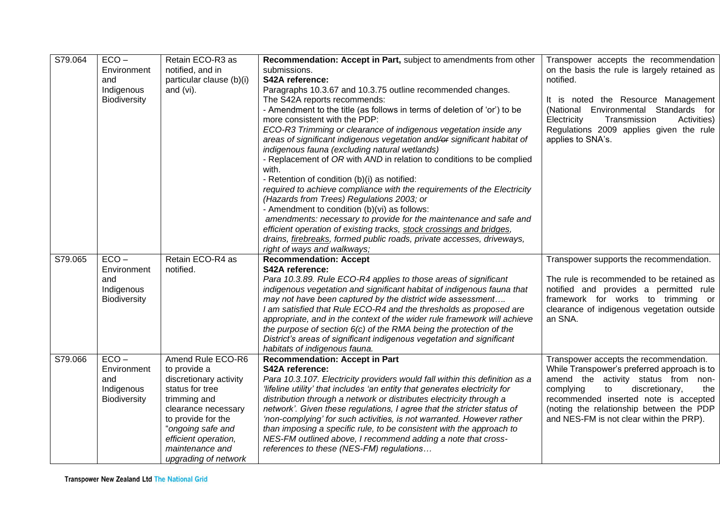| S79.064 | ECO – Environment and Indigenous Biodiversity | Retain ECO-R3 as notified, and in particular clause (b)(i) and (vi). | **Recommendation: Accept in Part,** subject to amendments from other submissions.<br>**S42A reference:**<br>Paragraphs 10.3.67 and 10.3.75 outline recommended changes.<br>The S42A reports recommends:<br>- Amendment to the title (as follows in terms of deletion of 'or') to be more consistent with the PDP:<br>*ECO-R3 Trimming or clearance of indigenous vegetation inside any areas of significant indigenous vegetation and/~~or~~ significant habitat of indigenous fauna (excluding natural wetlands)*<br>- Replacement of *OR* with *AND* in relation to conditions to be complied with.<br>- Retention of condition (b)(i) as notified:<br>*required to achieve compliance with the requirements of the Electricity (Hazards from Trees) Regulations 2003; or*<br>- Amendment to condition (b)(vi) as follows:<br>*amendments: necessary to provide for the maintenance and safe and efficient operation of existing tracks, <u>stock crossings and bridges</u>, drains, <u>firebreaks</u>, formed public roads, private accesses, driveways, right of ways and walkways;* | Transpower accepts the recommendation on the basis the rule is largely retained as notified.<br><br>It is noted the Resource Management (National Environmental Standards for Electricity Transmission Activities) Regulations 2009 applies given the rule applies to SNA's. |
|---|---|---|---|---|
| S79.065 | ECO – Environment and Indigenous Biodiversity | Retain ECO-R4 as notified. | **Recommendation: Accept**<br>**S42A reference:**<br>*Para 10.3.89. Rule ECO-R4 applies to those areas of significant indigenous vegetation and significant habitat of indigenous fauna that may not have been captured by the district wide assessment….*<br>*I am satisfied that Rule ECO-R4 and the thresholds as proposed are appropriate, and in the context of the wider rule framework will achieve the purpose of section 6(c) of the RMA being the protection of the District's areas of significant indigenous vegetation and significant habitats of indigenous fauna.* | Transpower supports the recommendation.<br><br>The rule is recommended to be retained as notified and provides a permitted rule framework for works to trimming or clearance of indigenous vegetation outside an SNA. |
| S79.066 | ECO – Environment and Indigenous Biodiversity | Amend Rule ECO-R6 to provide a discretionary activity status for tree trimming and clearance necessary to provide for the "*ongoing safe and efficient operation, maintenance and upgrading of network* | **Recommendation: Accept in Part**<br>**S42A reference:**<br>*Para 10.3.107. Electricity providers would fall within this definition as a 'lifeline utility' that includes 'an entity that generates electricity for distribution through a network or distributes electricity through a network'. Given these regulations, I agree that the stricter status of 'non-complying' for such activities, is not warranted. However rather than imposing a specific rule, to be consistent with the approach to NES-FM outlined above, I recommend adding a note that cross-references to these (NES-FM) regulations…* | Transpower accepts the recommendation.<br>While Transpower's preferred approach is to amend the activity status from non-complying to discretionary, the recommended inserted note is accepted (noting the relationship between the PDP and NES-FM is not clear within the PRP). |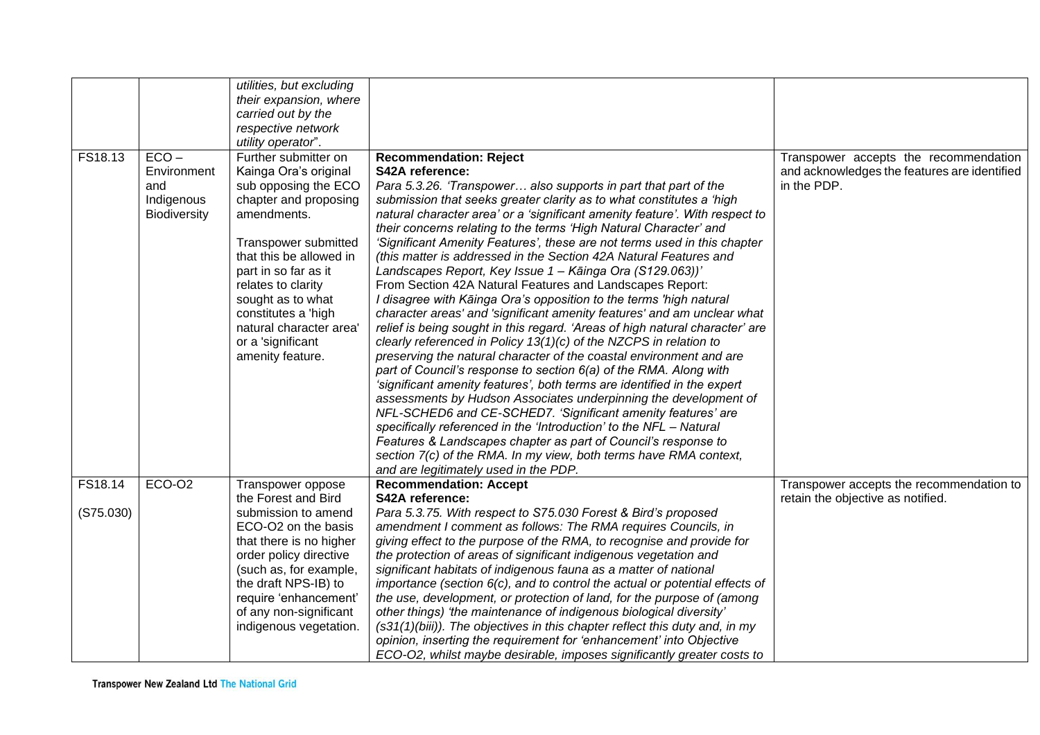| | | | | |
|---|---|---|---|---|
| | | *utilities, but excluding their expansion, where carried out by the respective network utility operator*". | | |
| FS18.13 | ECO – Environment and Indigenous Biodiversity | Further submitter on Kainga Ora's original sub opposing the ECO chapter and proposing amendments.<br><br>Transpower submitted that this be allowed in part in so far as it relates to clarity sought as to what constitutes a 'high natural character area' or a 'significant amenity feature. | **Recommendation: Reject**<br>**S42A reference:**<br>*Para 5.3.26. 'Transpower… also supports in part that part of the submission that seeks greater clarity as to what constitutes a 'high natural character area' or a 'significant amenity feature'. With respect to their concerns relating to the terms 'High Natural Character' and 'Significant Amenity Features', these are not terms used in this chapter (this matter is addressed in the Section 42A Natural Features and Landscapes Report, Key Issue 1 – Kāinga Ora (S129.063))'*<br>From Section 42A Natural Features and Landscapes Report:<br>*I disagree with Kāinga Ora's opposition to the terms 'high natural character areas' and 'significant amenity features' and am unclear what relief is being sought in this regard. 'Areas of high natural character' are clearly referenced in Policy 13(1)(c) of the NZCPS in relation to preserving the natural character of the coastal environment and are part of Council's response to section 6(a) of the RMA. Along with 'significant amenity features', both terms are identified in the expert assessments by Hudson Associates underpinning the development of NFL-SCHED6 and CE-SCHED7. 'Significant amenity features' are specifically referenced in the 'Introduction' to the NFL – Natural Features & Landscapes chapter as part of Council's response to section 7(c) of the RMA. In my view, both terms have RMA context, and are legitimately used in the PDP.* | Transpower accepts the recommendation and acknowledges the features are identified in the PDP. |
| FS18.14<br><br>(S75.030) | ECO-O2 | Transpower oppose the Forest and Bird submission to amend ECO-O2 on the basis that there is no higher order policy directive (such as, for example, the draft NPS-IB) to require 'enhancement' of any non-significant indigenous vegetation. | **Recommendation: Accept**<br>**S42A reference:**<br>*Para 5.3.75. With respect to S75.030 Forest & Bird's proposed amendment I comment as follows: The RMA requires Councils, in giving effect to the purpose of the RMA, to recognise and provide for the protection of areas of significant indigenous vegetation and significant habitats of indigenous fauna as a matter of national importance (section 6(c), and to control the actual or potential effects of the use, development, or protection of land, for the purpose of (among other things) 'the maintenance of indigenous biological diversity' (s31(1)(biii)). The objectives in this chapter reflect this duty and, in my opinion, inserting the requirement for 'enhancement' into Objective ECO-O2, whilst maybe desirable, imposes significantly greater costs to* | Transpower accepts the recommendation to retain the objective as notified. |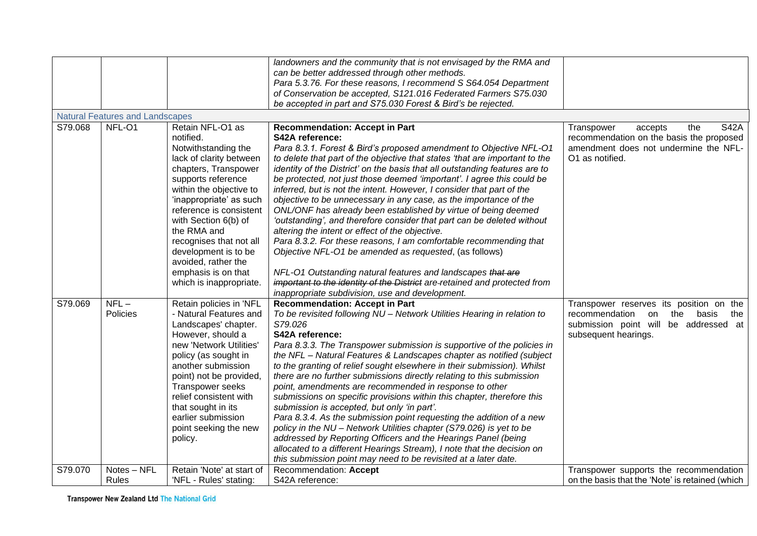| | | | | |
|---|---|---|---|---|
| | | | *landowners and the community that is not envisaged by the RMA and can be better addressed through other methods.* *Para 5.3.76. For these reasons, I recommend S S64.054 Department of Conservation be accepted, S121.016 Federated Farmers S75.030 be accepted in part and S75.030 Forest & Bird's be rejected.* | |
| Natural Features and Landscapes | | | | |
| S79.068 | NFL-O1 | Retain NFL-O1 as notified. Notwithstanding the lack of clarity between chapters, Transpower supports reference within the objective to 'inappropriate' as such reference is consistent with Section 6(b) of the RMA and recognises that not all development is to be avoided, rather the emphasis is on that which is inappropriate. | **Recommendation: Accept in Part** **S42A reference:** *Para 8.3.1. Forest & Bird's proposed amendment to Objective NFL-O1 to delete that part of the objective that states 'that are important to the identity of the District' on the basis that all outstanding features are to be protected, not just those deemed 'important'. I agree this could be inferred, but is not the intent. However, I consider that part of the objective to be unnecessary in any case, as the importance of the ONL/ONF has already been established by virtue of being deemed 'outstanding', and therefore consider that part can be deleted without altering the intent or effect of the objective.* *Para 8.3.2. For these reasons, I am comfortable recommending that Objective NFL-O1 be amended as requested*, (as follows) *NFL-O1 Outstanding natural features and landscapes ~~that are important to the identity of the District~~ are retained and protected from inappropriate subdivision, use and development.* | Transpower accepts the S42A recommendation on the basis the proposed amendment does not undermine the NFL-O1 as notified. |
| S79.069 | NFL – Policies | Retain policies in 'NFL - Natural Features and Landscapes' chapter. However, should a new 'Network Utilities' policy (as sought in another submission point) not be provided, Transpower seeks relief consistent with that sought in its earlier submission point seeking the new policy. | **Recommendation: Accept in Part** *To be revisited following NU – Network Utilities Hearing in relation to S79.026* **S42A reference:** *Para 8.3.3. The Transpower submission is supportive of the policies in the NFL – Natural Features & Landscapes chapter as notified (subject to the granting of relief sought elsewhere in their submission). Whilst there are no further submissions directly relating to this submission point, amendments are recommended in response to other submissions on specific provisions within this chapter, therefore this submission is accepted, but only 'in part'.* *Para 8.3.4. As the submission point requesting the addition of a new policy in the NU – Network Utilities chapter (S79.026) is yet to be addressed by Reporting Officers and the Hearings Panel (being allocated to a different Hearings Stream), I note that the decision on this submission point may need to be revisited at a later date.* | Transpower reserves its position on the recommendation on the basis the submission point will be addressed at subsequent hearings. |
| S79.070 | Notes – NFL Rules | Retain 'Note' at start of 'NFL - Rules' stating: | Recommendation: **Accept** S42A reference: | Transpower supports the recommendation on the basis that the 'Note' is retained (which |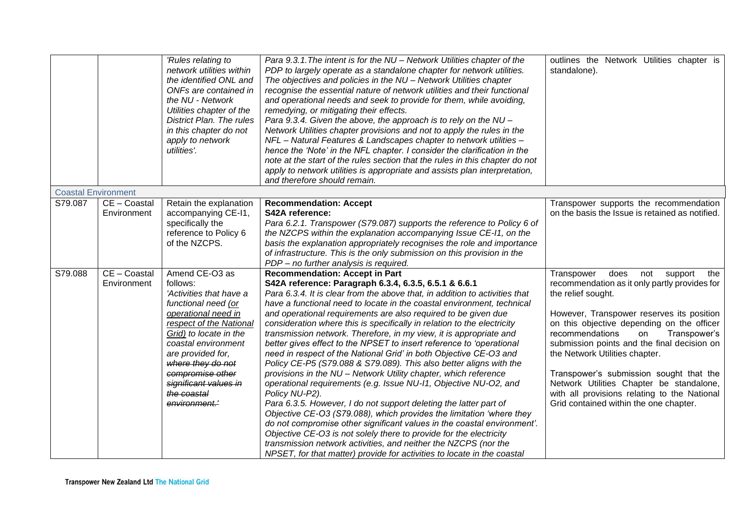| | | | | |
|---|---|---|---|---|
| | | *'Rules relating to network utilities within the identified ONL and ONFs are contained in the NU - Network Utilities chapter of the District Plan. The rules in this chapter do not apply to network utilities'.* | *Para 9.3.1.The intent is for the NU – Network Utilities chapter of the PDP to largely operate as a standalone chapter for network utilities. The objectives and policies in the NU – Network Utilities chapter recognise the essential nature of network utilities and their functional and operational needs and seek to provide for them, while avoiding, remedying, or mitigating their effects.*<br>*Para 9.3.4. Given the above, the approach is to rely on the NU – Network Utilities chapter provisions and not to apply the rules in the NFL – Natural Features & Landscapes chapter to network utilities – hence the 'Note' in the NFL chapter. I consider the clarification in the note at the start of the rules section that the rules in this chapter do not apply to network utilities is appropriate and assists plan interpretation, and therefore should remain.* | outlines the Network Utilities chapter is standalone). |
| **Coastal Environment** | | | | |
| S79.087 | CE – Coastal Environment | Retain the explanation accompanying CE-I1, specifically the reference to Policy 6 of the NZCPS. | **Recommendation: Accept**<br>**S42A reference:**<br>*Para 6.2.1. Transpower (S79.087) supports the reference to Policy 6 of the NZCPS within the explanation accompanying Issue CE-I1, on the basis the explanation appropriately recognises the role and importance of infrastructure. This is the only submission on this provision in the PDP – no further analysis is required.* | Transpower supports the recommendation on the basis the Issue is retained as notified. |
| S79.088 | CE – Coastal Environment | Amend CE-O3 as follows:<br>*'Activities that have a functional need <u>(or operational need in respect of the National Grid)</u> to locate in the coastal environment are provided for, ~~where they do not compromise other significant values in the coastal environment.~~'* | **Recommendation: Accept in Part**<br>**S42A reference: Paragraph 6.3.4, 6.3.5, 6.5.1 & 6.6.1**<br>*Para 6.3.4. It is clear from the above that, in addition to activities that have a functional need to locate in the coastal environment, technical and operational requirements are also required to be given due consideration where this is specifically in relation to the electricity transmission network. Therefore, in my view, it is appropriate and better gives effect to the NPSET to insert reference to 'operational need in respect of the National Grid' in both Objective CE-O3 and Policy CE-P5 (S79.088 & S79.089). This also better aligns with the provisions in the NU – Network Utility chapter, which reference operational requirements (e.g. Issue NU-I1, Objective NU-O2, and Policy NU-P2).*<br>*Para 6.3.5. However, I do not support deleting the latter part of Objective CE-O3 (S79.088), which provides the limitation 'where they do not compromise other significant values in the coastal environment'. Objective CE-O3 is not solely there to provide for the electricity transmission network activities, and neither the NZCPS (nor the NPSET, for that matter) provide for activities to locate in the coastal* | Transpower does not support the recommendation as it only partly provides for the relief sought.<br><br>However, Transpower reserves its position on this objective depending on the officer recommendations on Transpower's submission points and the final decision on the Network Utilities chapter.<br><br>Transpower's submission sought that the Network Utilities Chapter be standalone, with all provisions relating to the National Grid contained within the one chapter. |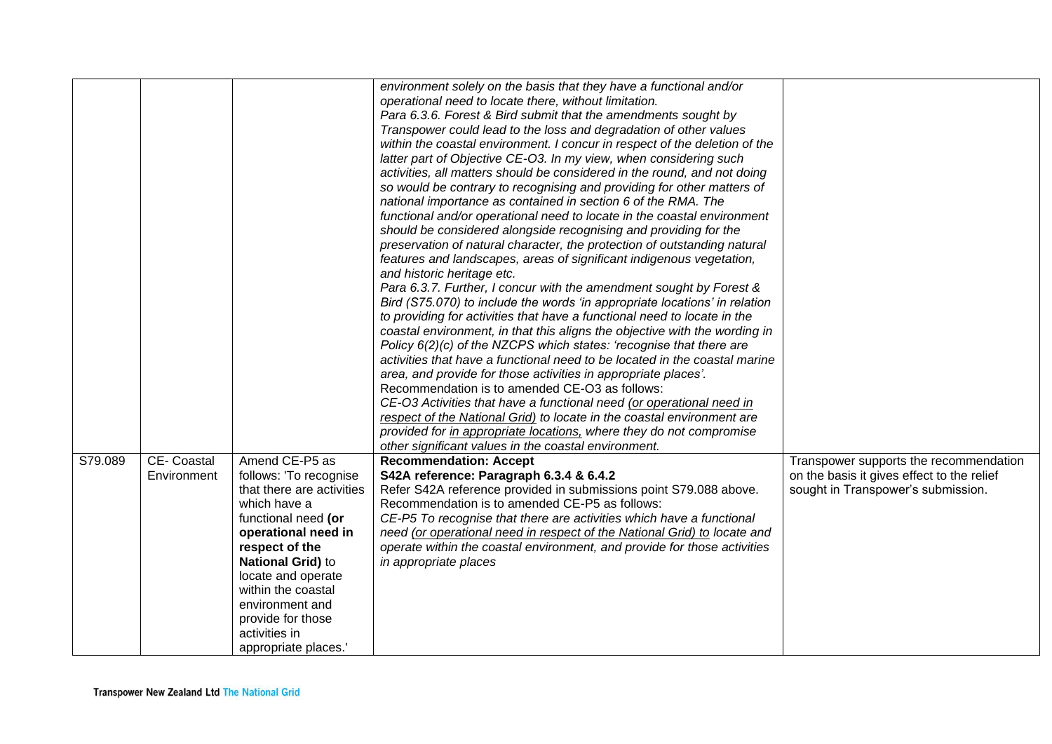| | | | | |
|---|---|---|---|---|
| | | | *environment solely on the basis that they have a functional and/or operational need to locate there, without limitation.* *Para 6.3.6. Forest & Bird submit that the amendments sought by Transpower could lead to the loss and degradation of other values within the coastal environment. I concur in respect of the deletion of the latter part of Objective CE-O3. In my view, when considering such activities, all matters should be considered in the round, and not doing so would be contrary to recognising and providing for other matters of national importance as contained in section 6 of the RMA. The functional and/or operational need to locate in the coastal environment should be considered alongside recognising and providing for the preservation of natural character, the protection of outstanding natural features and landscapes, areas of significant indigenous vegetation, and historic heritage etc.* *Para 6.3.7. Further, I concur with the amendment sought by Forest & Bird (S75.070) to include the words 'in appropriate locations' in relation to providing for activities that have a functional need to locate in the coastal environment, in that this aligns the objective with the wording in Policy 6(2)(c) of the NZCPS which states: 'recognise that there are activities that have a functional need to be located in the coastal marine area, and provide for those activities in appropriate places'.* Recommendation is to amended CE-O3 as follows: *CE-O3 Activities that have a functional need <u>(or operational need in respect of the National Grid)</u> to locate in the coastal environment are provided for <u>in appropriate locations,</u> where they do not compromise other significant values in the coastal environment.* | |
| S79.089 | CE- Coastal Environment | Amend CE-P5 as follows: 'To recognise that there are activities which have a functional need **(or operational need in respect of the National Grid)** to locate and operate within the coastal environment and provide for those activities in appropriate places.' | **Recommendation: Accept** **S42A reference: Paragraph 6.3.4 & 6.4.2** Refer S42A reference provided in submissions point S79.088 above. Recommendation is to amended CE-P5 as follows: *CE-P5 To recognise that there are activities which have a functional need <u>(or operational need in respect of the National Grid)</u> to locate and operate within the coastal environment, and provide for those activities in appropriate places* | Transpower supports the recommendation on the basis it gives effect to the relief sought in Transpower's submission. |